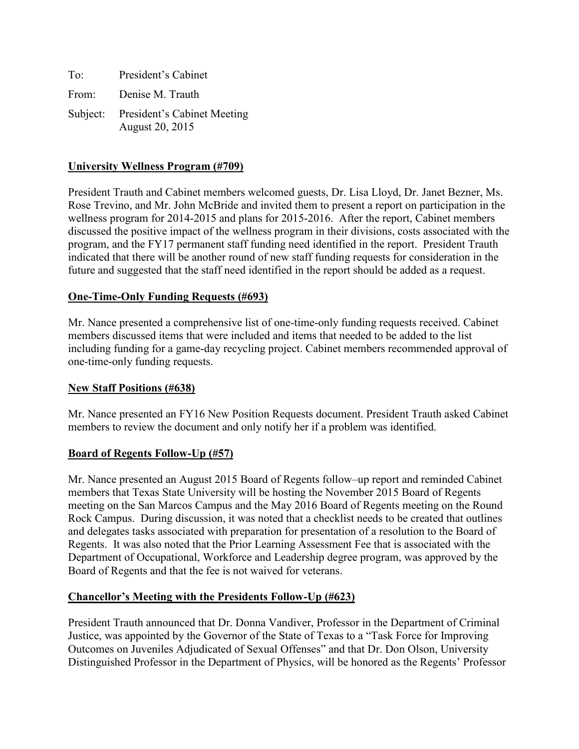To: President's Cabinet

From: Denise M. Trauth

Subject: President's Cabinet Meeting
August 20, 2015

**University Wellness Program (#709)**

President Trauth and Cabinet members welcomed guests, Dr. Lisa Lloyd, Dr. Janet Bezner, Ms. Rose Trevino, and Mr. John McBride and invited them to present a report on participation in the wellness program for 2014-2015 and plans for 2015-2016. After the report, Cabinet members discussed the positive impact of the wellness program in their divisions, costs associated with the program, and the FY17 permanent staff funding need identified in the report. President Trauth indicated that there will be another round of new staff funding requests for consideration in the future and suggested that the staff need identified in the report should be added as a request.

**One-Time-Only Funding Requests (#693)**

Mr. Nance presented a comprehensive list of one-time-only funding requests received. Cabinet members discussed items that were included and items that needed to be added to the list including funding for a game-day recycling project. Cabinet members recommended approval of one-time-only funding requests.

**New Staff Positions (#638)**

Mr. Nance presented an FY16 New Position Requests document. President Trauth asked Cabinet members to review the document and only notify her if a problem was identified.

**Board of Regents Follow-Up (#57)**

Mr. Nance presented an August 2015 Board of Regents follow–up report and reminded Cabinet members that Texas State University will be hosting the November 2015 Board of Regents meeting on the San Marcos Campus and the May 2016 Board of Regents meeting on the Round Rock Campus. During discussion, it was noted that a checklist needs to be created that outlines and delegates tasks associated with preparation for presentation of a resolution to the Board of Regents. It was also noted that the Prior Learning Assessment Fee that is associated with the Department of Occupational, Workforce and Leadership degree program, was approved by the Board of Regents and that the fee is not waived for veterans.

**Chancellor's Meeting with the Presidents Follow-Up (#623)**

President Trauth announced that Dr. Donna Vandiver, Professor in the Department of Criminal Justice, was appointed by the Governor of the State of Texas to a "Task Force for Improving Outcomes on Juveniles Adjudicated of Sexual Offenses" and that Dr. Don Olson, University Distinguished Professor in the Department of Physics, will be honored as the Regents' Professor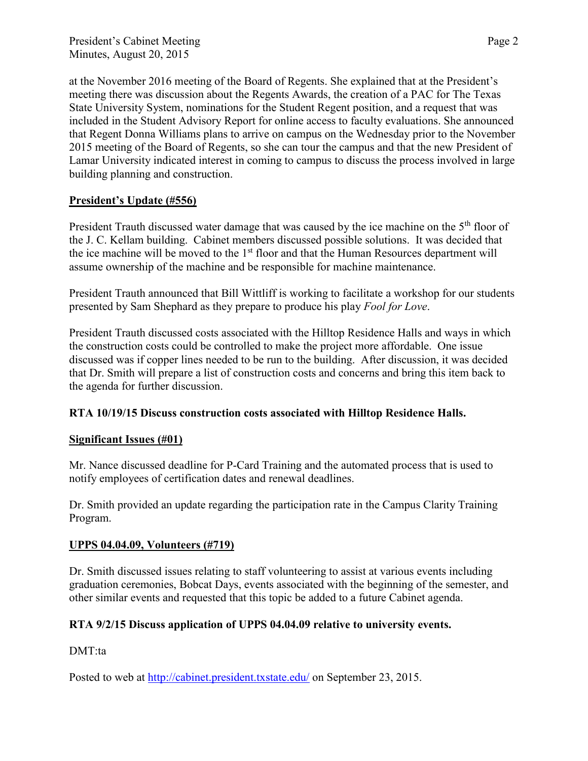at the November 2016 meeting of the Board of Regents. She explained that at the President's meeting there was discussion about the Regents Awards, the creation of a PAC for The Texas State University System, nominations for the Student Regent position, and a request that was included in the Student Advisory Report for online access to faculty evaluations. She announced that Regent Donna Williams plans to arrive on campus on the Wednesday prior to the November 2015 meeting of the Board of Regents, so she can tour the campus and that the new President of Lamar University indicated interest in coming to campus to discuss the process involved in large building planning and construction.

**President's Update (#556)**

President Trauth discussed water damage that was caused by the ice machine on the 5th floor of the J. C. Kellam building. Cabinet members discussed possible solutions. It was decided that the ice machine will be moved to the 1st floor and that the Human Resources department will assume ownership of the machine and be responsible for machine maintenance.

President Trauth announced that Bill Wittliff is working to facilitate a workshop for our students presented by Sam Shephard as they prepare to produce his play *Fool for Love*.

President Trauth discussed costs associated with the Hilltop Residence Halls and ways in which the construction costs could be controlled to make the project more affordable. One issue discussed was if copper lines needed to be run to the building. After discussion, it was decided that Dr. Smith will prepare a list of construction costs and concerns and bring this item back to the agenda for further discussion.

**RTA 10/19/15 Discuss construction costs associated with Hilltop Residence Halls.**

**Significant Issues (#01)**

Mr. Nance discussed deadline for P-Card Training and the automated process that is used to notify employees of certification dates and renewal deadlines.

Dr. Smith provided an update regarding the participation rate in the Campus Clarity Training Program.

**UPPS 04.04.09, Volunteers (#719)**

Dr. Smith discussed issues relating to staff volunteering to assist at various events including graduation ceremonies, Bobcat Days, events associated with the beginning of the semester, and other similar events and requested that this topic be added to a future Cabinet agenda.

**RTA 9/2/15 Discuss application of UPPS 04.04.09 relative to university events.**

DMT:ta

Posted to web at http://cabinet.president.txstate.edu/ on September 23, 2015.